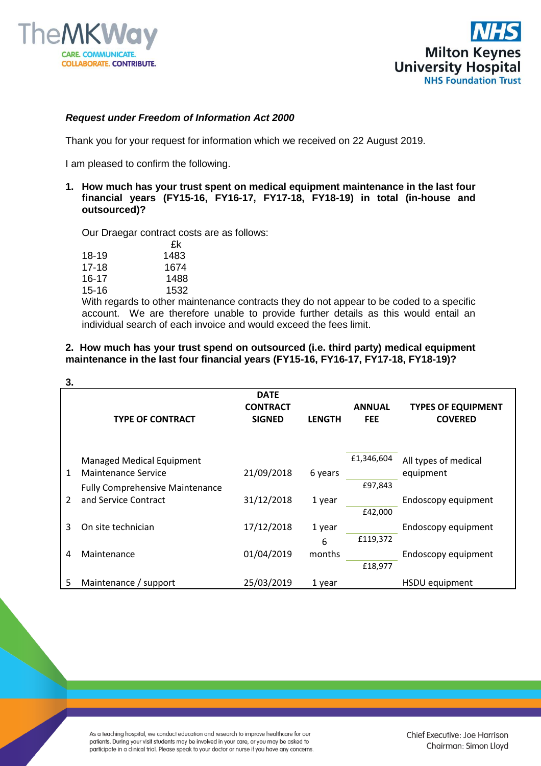*Request under Freedom of Information Act 2000*

Thank you for your request for information which we received on 22 August 2019.

I am pleased to confirm the following.

**1. How much has your trust spent on medical equipment maintenance in the last four financial years (FY15-16, FY16-17, FY17-18, FY18-19) in total (in-house and outsourced)?**

Our Draegar contract costs are as follows:

| | £k |
|---|---|
| 18-19 | 1483 |
| 17-18 | 1674 |
| 16-17 | 1488 |
| 15-16 | 1532 |

With regards to other maintenance contracts they do not appear to be coded to a specific account. We are therefore unable to provide further details as this would entail an individual search of each invoice and would exceed the fees limit.

**2. How much has your trust spend on outsourced (i.e. third party) medical equipment maintenance in the last four financial years (FY15-16, FY16-17, FY17-18, FY18-19)?**

**3.**

| | TYPE OF CONTRACT | DATE CONTRACT SIGNED | LENGTH | ANNUAL FEE | TYPES OF EQUIPMENT COVERED |
|---|---|---|---|---|---|
| 1 | Managed Medical Equipment Maintenance Service | 21/09/2018 | 6 years | £1,346,604 | All types of medical equipment |
| 2 | Fully Comprehensive Maintenance and Service Contract | 31/12/2018 | 1 year | £97,843 | Endoscopy equipment |
| 3 | On site technician | 17/12/2018 | 1 year | £42,000 | Endoscopy equipment |
| 4 | Maintenance | 01/04/2019 | 6 months | £119,372 | Endoscopy equipment |
| 5 | Maintenance / support | 25/03/2019 | 1 year | £18,977 | HSDU equipment |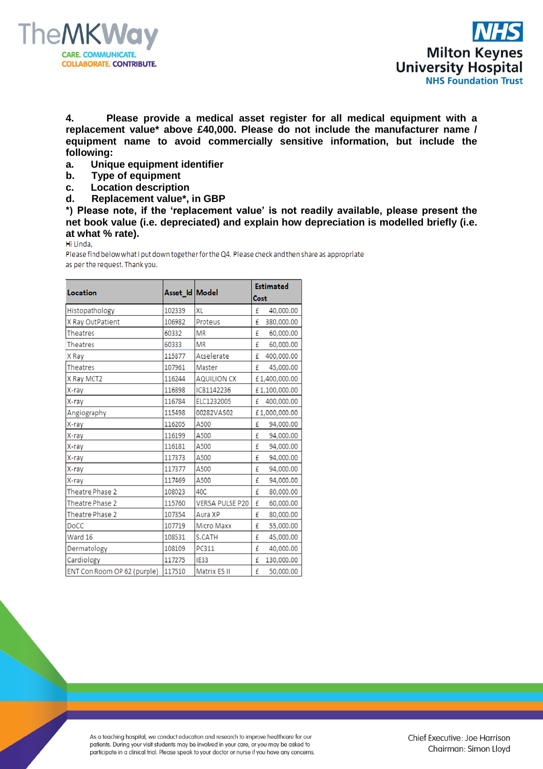**4. Please provide a medical asset register for all medical equipment with a replacement value* above £40,000. Please do not include the manufacturer name / equipment name to avoid commercially sensitive information, but include the following:**

**a. Unique equipment identifier**
**b. Type of equipment**
**c. Location description**
**d. Replacement value*, in GBP**

***) Please note, if the 'replacement value' is not readily available, please present the net book value (i.e. depreciated) and explain how depreciation is modelled briefly (i.e. at what % rate).**

Hi Linda,

Please find below what I put down together for the Q4. Please check and then share as appropriate as per the request. Thank you.

| Location | Asset_Id | Model | Estimated Cost |
|---|---|---|---|
| Histopathology | 102339 | XL | £ 40,000.00 |
| X Ray OutPatient | 106982 | Proteus | £ 380,000.00 |
| Theatres | 60332 | MR | £ 60,000.00 |
| Theatres | 60333 | MR | £ 60,000.00 |
| X Ray | 115877 | Acselerate | £ 400,000.00 |
| Theatres | 107961 | Master | £ 45,000.00 |
| X Ray MCT2 | 116244 | AQUILION CX | £ 1,400,000.00 |
| X-ray | 116898 | ICB1142236 | £ 1,100,000.00 |
| X-ray | 116784 | ELC1232005 | £ 400,000.00 |
| Angiography | 115498 | 00282VAS02 | £ 1,000,000.00 |
| X-ray | 116205 | A500 | £ 94,000.00 |
| X-ray | 116199 | A500 | £ 94,000.00 |
| X-ray | 116181 | A500 | £ 94,000.00 |
| X-ray | 117373 | A500 | £ 94,000.00 |
| X-ray | 117377 | A500 | £ 94,000.00 |
| X-ray | 117469 | A500 | £ 94,000.00 |
| Theatre Phase 2 | 108023 | 40C | £ 80,000.00 |
| Theatre Phase 2 | 115760 | VERSA PULSE P20 | £ 60,000.00 |
| Theatre Phase 2 | 107354 | Aura XP | £ 80,000.00 |
| DoCC | 107719 | Micro Maxx | £ 55,000.00 |
| Ward 16 | 108531 | S.CATH | £ 45,000.00 |
| Dermatology | 108109 | PC311 | £ 40,000.00 |
| Cardiology | 117275 | IE33 | £ 130,000.00 |
| ENT Con Room OP 62 (purple) | 117510 | Matrix ES II | £ 50,000.00 |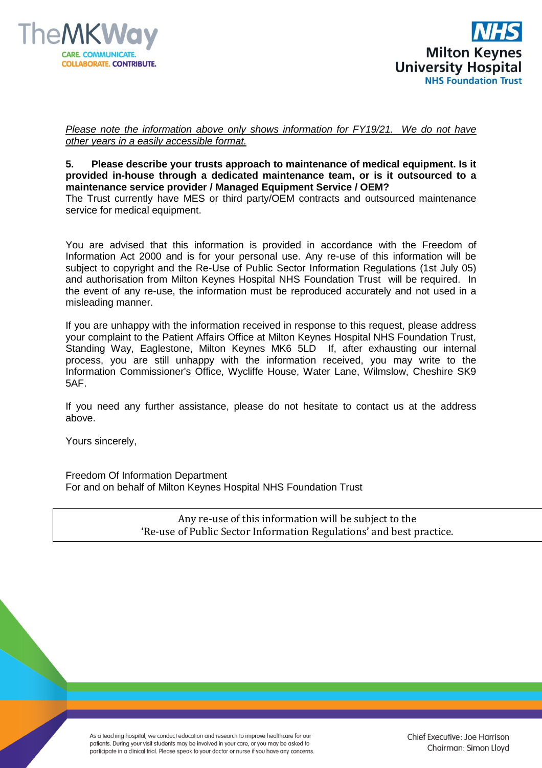*Please note the information above only shows information for FY19/21. We do not have other years in a easily accessible format.*

**5. Please describe your trusts approach to maintenance of medical equipment. Is it provided in-house through a dedicated maintenance team, or is it outsourced to a maintenance service provider / Managed Equipment Service / OEM?**
The Trust currently have MES or third party/OEM contracts and outsourced maintenance service for medical equipment.

You are advised that this information is provided in accordance with the Freedom of Information Act 2000 and is for your personal use. Any re-use of this information will be subject to copyright and the Re-Use of Public Sector Information Regulations (1st July 05) and authorisation from Milton Keynes Hospital NHS Foundation Trust will be required. In the event of any re-use, the information must be reproduced accurately and not used in a misleading manner.

If you are unhappy with the information received in response to this request, please address your complaint to the Patient Affairs Office at Milton Keynes Hospital NHS Foundation Trust, Standing Way, Eaglestone, Milton Keynes MK6 5LD If, after exhausting our internal process, you are still unhappy with the information received, you may write to the Information Commissioner's Office, Wycliffe House, Water Lane, Wilmslow, Cheshire SK9 5AF.

If you need any further assistance, please do not hesitate to contact us at the address above.

Yours sincerely,

Freedom Of Information Department
For and on behalf of Milton Keynes Hospital NHS Foundation Trust

Any re-use of this information will be subject to the
'Re-use of Public Sector Information Regulations' and best practice.